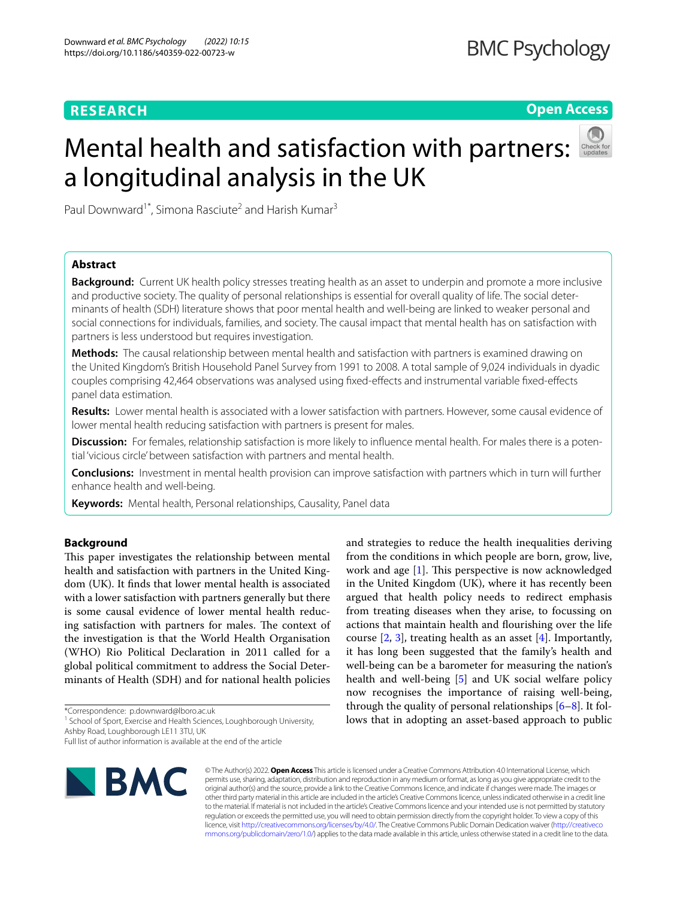# Mental health and satisfaction with partners: a longitudinal analysis in the UK

Paul Downward[1*], Simona Rasciute[2] and Harish Kumar[3]

## Abstract

**Background:** Current UK health policy stresses treating health as an asset to underpin and promote a more inclusive and productive society. The quality of personal relationships is essential for overall quality of life. The social determinants of health (SDH) literature shows that poor mental health and well-being are linked to weaker personal and social connections for individuals, families, and society. The causal impact that mental health has on satisfaction with partners is less understood but requires investigation.

**Methods:** The causal relationship between mental health and satisfaction with partners is examined drawing on the United Kingdom's British Household Panel Survey from 1991 to 2008. A total sample of 9,024 individuals in dyadic couples comprising 42,464 observations was analysed using fixed-effects and instrumental variable fixed-effects panel data estimation.

**Results:** Lower mental health is associated with a lower satisfaction with partners. However, some causal evidence of lower mental health reducing satisfaction with partners is present for males.

**Discussion:** For females, relationship satisfaction is more likely to influence mental health. For males there is a potential 'vicious circle' between satisfaction with partners and mental health.

**Conclusions:** Investment in mental health provision can improve satisfaction with partners which in turn will further enhance health and well-being.

**Keywords:** Mental health, Personal relationships, Causality, Panel data

## Background

This paper investigates the relationship between mental health and satisfaction with partners in the United Kingdom (UK). It finds that lower mental health is associated with a lower satisfaction with partners generally but there is some causal evidence of lower mental health reducing satisfaction with partners for males. The context of the investigation is that the World Health Organisation (WHO) Rio Political Declaration in 2011 called for a global political commitment to address the Social Determinants of Health (SDH) and for national health policies and strategies to reduce the health inequalities deriving from the conditions in which people are born, grow, live, work and age [1]. This perspective is now acknowledged in the United Kingdom (UK), where it has recently been argued that health policy needs to redirect emphasis from treating diseases when they arise, to focussing on actions that maintain health and flourishing over the life course [2, 3], treating health as an asset [4]. Importantly, it has long been suggested that the family's health and well-being can be a barometer for measuring the nation's health and well-being [5] and UK social welfare policy now recognises the importance of raising well-being, through the quality of personal relationships [6–8]. It follows that in adopting an asset-based approach to public

*Correspondence: p.downward@lboro.ac.uk
[1] School of Sport, Exercise and Health Sciences, Loughborough University, Ashby Road, Loughborough LE11 3TU, UK
Full list of author information is available at the end of the article

© The Author(s) 2022. **Open Access** This article is licensed under a Creative Commons Attribution 4.0 International License, which permits use, sharing, adaptation, distribution and reproduction in any medium or format, as long as you give appropriate credit to the original author(s) and the source, provide a link to the Creative Commons licence, and indicate if changes were made. The images or other third party material in this article are included in the article's Creative Commons licence, unless indicated otherwise in a credit line to the material. If material is not included in the article's Creative Commons licence and your intended use is not permitted by statutory regulation or exceeds the permitted use, you will need to obtain permission directly from the copyright holder. To view a copy of this licence, visit http://creativecommons.org/licenses/by/4.0/. The Creative Commons Public Domain Dedication waiver (http://creativecommons.org/publicdomain/zero/1.0/) applies to the data made available in this article, unless otherwise stated in a credit line to the data.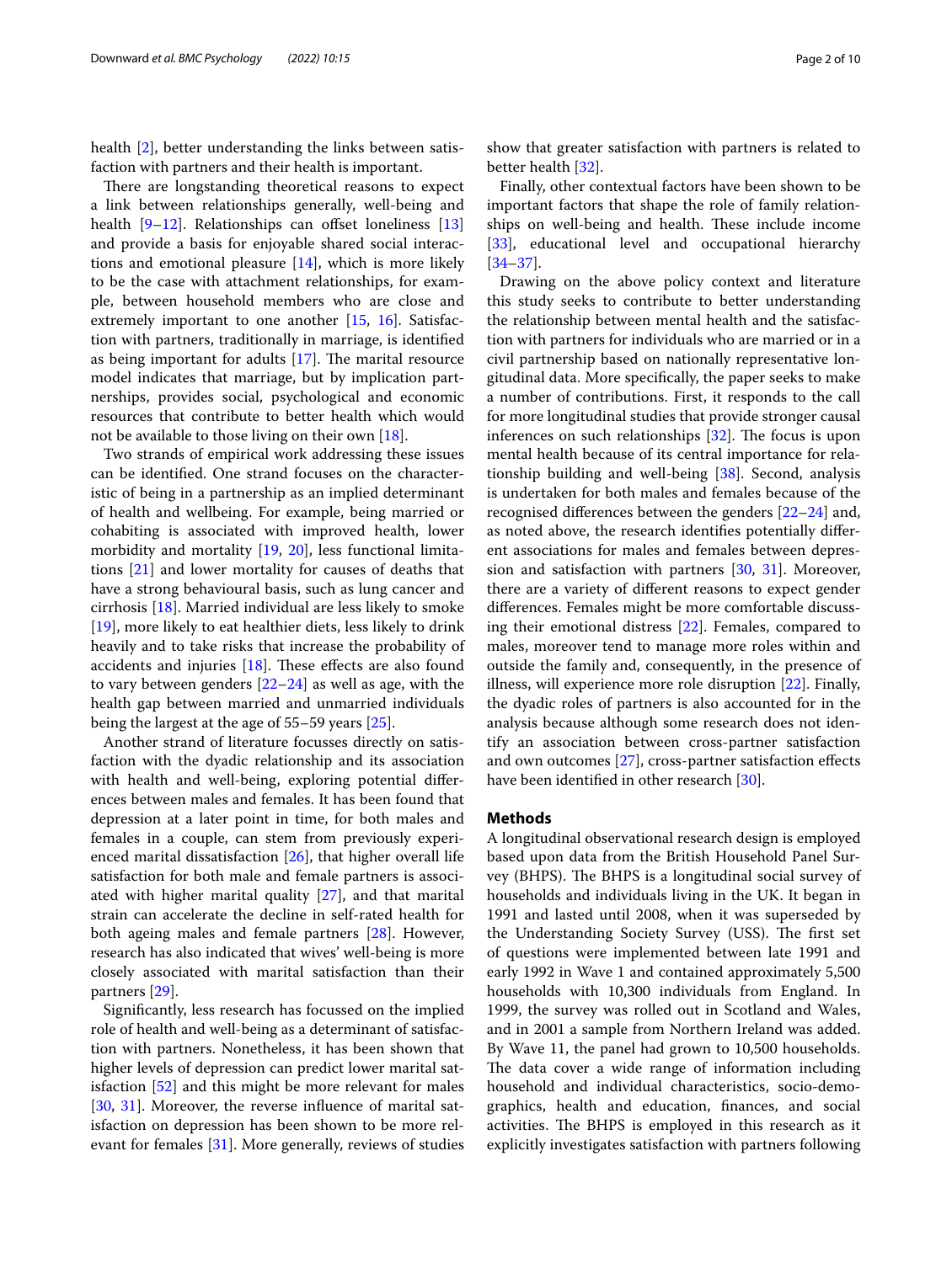health [2], better understanding the links between satisfaction with partners and their health is important.

There are longstanding theoretical reasons to expect a link between relationships generally, well-being and health [9–12]. Relationships can offset loneliness [13] and provide a basis for enjoyable shared social interactions and emotional pleasure [14], which is more likely to be the case with attachment relationships, for example, between household members who are close and extremely important to one another [15, 16]. Satisfaction with partners, traditionally in marriage, is identified as being important for adults [17]. The marital resource model indicates that marriage, but by implication partnerships, provides social, psychological and economic resources that contribute to better health which would not be available to those living on their own [18].

Two strands of empirical work addressing these issues can be identified. One strand focuses on the characteristic of being in a partnership as an implied determinant of health and wellbeing. For example, being married or cohabiting is associated with improved health, lower morbidity and mortality [19, 20], less functional limitations [21] and lower mortality for causes of deaths that have a strong behavioural basis, such as lung cancer and cirrhosis [18]. Married individual are less likely to smoke [19], more likely to eat healthier diets, less likely to drink heavily and to take risks that increase the probability of accidents and injuries [18]. These effects are also found to vary between genders [22–24] as well as age, with the health gap between married and unmarried individuals being the largest at the age of 55–59 years [25].

Another strand of literature focusses directly on satisfaction with the dyadic relationship and its association with health and well-being, exploring potential differences between males and females. It has been found that depression at a later point in time, for both males and females in a couple, can stem from previously experienced marital dissatisfaction [26], that higher overall life satisfaction for both male and female partners is associated with higher marital quality [27], and that marital strain can accelerate the decline in self-rated health for both ageing males and female partners [28]. However, research has also indicated that wives' well-being is more closely associated with marital satisfaction than their partners [29].

Significantly, less research has focussed on the implied role of health and well-being as a determinant of satisfaction with partners. Nonetheless, it has been shown that higher levels of depression can predict lower marital satisfaction [52] and this might be more relevant for males [30, 31]. Moreover, the reverse influence of marital satisfaction on depression has been shown to be more relevant for females [31]. More generally, reviews of studies show that greater satisfaction with partners is related to better health [32].

Finally, other contextual factors have been shown to be important factors that shape the role of family relationships on well-being and health. These include income [33], educational level and occupational hierarchy [34–37].

Drawing on the above policy context and literature this study seeks to contribute to better understanding the relationship between mental health and the satisfaction with partners for individuals who are married or in a civil partnership based on nationally representative longitudinal data. More specifically, the paper seeks to make a number of contributions. First, it responds to the call for more longitudinal studies that provide stronger causal inferences on such relationships [32]. The focus is upon mental health because of its central importance for relationship building and well-being [38]. Second, analysis is undertaken for both males and females because of the recognised differences between the genders [22–24] and, as noted above, the research identifies potentially different associations for males and females between depression and satisfaction with partners [30, 31]. Moreover, there are a variety of different reasons to expect gender differences. Females might be more comfortable discussing their emotional distress [22]. Females, compared to males, moreover tend to manage more roles within and outside the family and, consequently, in the presence of illness, will experience more role disruption [22]. Finally, the dyadic roles of partners is also accounted for in the analysis because although some research does not identify an association between cross-partner satisfaction and own outcomes [27], cross-partner satisfaction effects have been identified in other research [30].

## Methods

A longitudinal observational research design is employed based upon data from the British Household Panel Survey (BHPS). The BHPS is a longitudinal social survey of households and individuals living in the UK. It began in 1991 and lasted until 2008, when it was superseded by the Understanding Society Survey (USS). The first set of questions were implemented between late 1991 and early 1992 in Wave 1 and contained approximately 5,500 households with 10,300 individuals from England. In 1999, the survey was rolled out in Scotland and Wales, and in 2001 a sample from Northern Ireland was added. By Wave 11, the panel had grown to 10,500 households. The data cover a wide range of information including household and individual characteristics, socio-demographics, health and education, finances, and social activities. The BHPS is employed in this research as it explicitly investigates satisfaction with partners following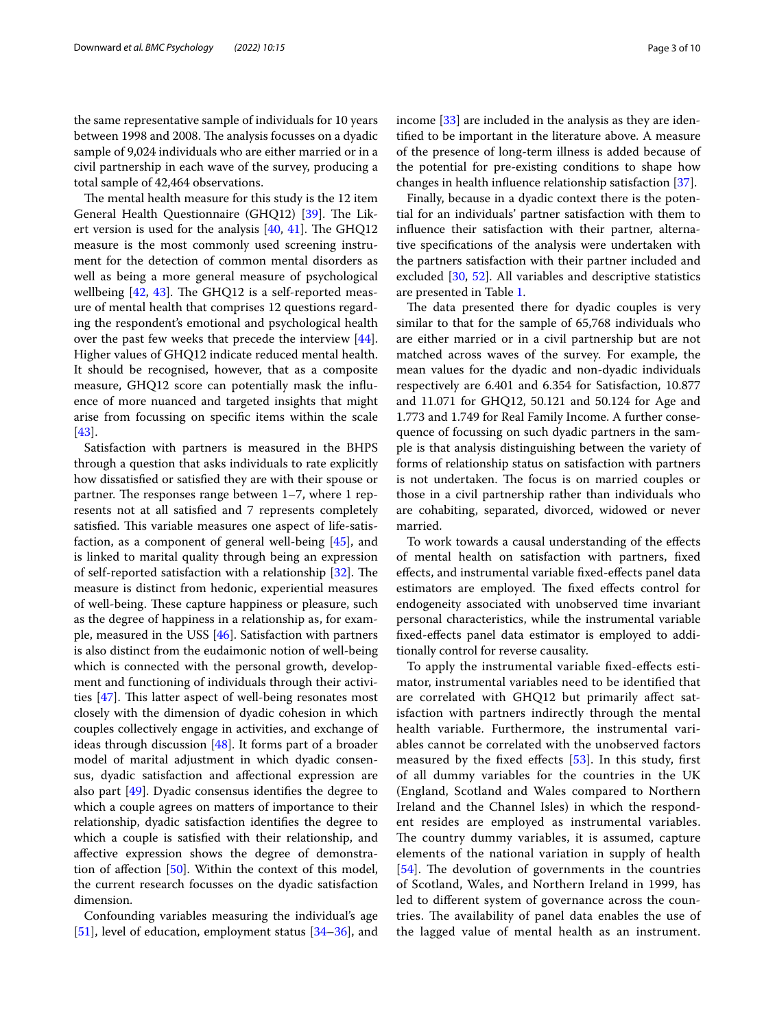the same representative sample of individuals for 10 years between 1998 and 2008. The analysis focusses on a dyadic sample of 9,024 individuals who are either married or in a civil partnership in each wave of the survey, producing a total sample of 42,464 observations.

The mental health measure for this study is the 12 item General Health Questionnaire (GHQ12) [39]. The Likert version is used for the analysis [40, 41]. The GHQ12 measure is the most commonly used screening instrument for the detection of common mental disorders as well as being a more general measure of psychological wellbeing [42, 43]. The GHQ12 is a self-reported measure of mental health that comprises 12 questions regarding the respondent's emotional and psychological health over the past few weeks that precede the interview [44]. Higher values of GHQ12 indicate reduced mental health. It should be recognised, however, that as a composite measure, GHQ12 score can potentially mask the influence of more nuanced and targeted insights that might arise from focussing on specific items within the scale [43].

Satisfaction with partners is measured in the BHPS through a question that asks individuals to rate explicitly how dissatisfied or satisfied they are with their spouse or partner. The responses range between 1–7, where 1 represents not at all satisfied and 7 represents completely satisfied. This variable measures one aspect of life-satisfaction, as a component of general well-being [45], and is linked to marital quality through being an expression of self-reported satisfaction with a relationship [32]. The measure is distinct from hedonic, experiential measures of well-being. These capture happiness or pleasure, such as the degree of happiness in a relationship as, for example, measured in the USS [46]. Satisfaction with partners is also distinct from the eudaimonic notion of well-being which is connected with the personal growth, development and functioning of individuals through their activities [47]. This latter aspect of well-being resonates most closely with the dimension of dyadic cohesion in which couples collectively engage in activities, and exchange of ideas through discussion [48]. It forms part of a broader model of marital adjustment in which dyadic consensus, dyadic satisfaction and affectional expression are also part [49]. Dyadic consensus identifies the degree to which a couple agrees on matters of importance to their relationship, dyadic satisfaction identifies the degree to which a couple is satisfied with their relationship, and affective expression shows the degree of demonstration of affection [50]. Within the context of this model, the current research focusses on the dyadic satisfaction dimension.

Confounding variables measuring the individual's age [51], level of education, employment status [34–36], and income [33] are included in the analysis as they are identified to be important in the literature above. A measure of the presence of long-term illness is added because of the potential for pre-existing conditions to shape how changes in health influence relationship satisfaction [37].

Finally, because in a dyadic context there is the potential for an individuals' partner satisfaction with them to influence their satisfaction with their partner, alternative specifications of the analysis were undertaken with the partners satisfaction with their partner included and excluded [30, 52]. All variables and descriptive statistics are presented in Table 1.

The data presented there for dyadic couples is very similar to that for the sample of 65,768 individuals who are either married or in a civil partnership but are not matched across waves of the survey. For example, the mean values for the dyadic and non-dyadic individuals respectively are 6.401 and 6.354 for Satisfaction, 10.877 and 11.071 for GHQ12, 50.121 and 50.124 for Age and 1.773 and 1.749 for Real Family Income. A further consequence of focussing on such dyadic partners in the sample is that analysis distinguishing between the variety of forms of relationship status on satisfaction with partners is not undertaken. The focus is on married couples or those in a civil partnership rather than individuals who are cohabiting, separated, divorced, widowed or never married.

To work towards a causal understanding of the effects of mental health on satisfaction with partners, fixed effects, and instrumental variable fixed-effects panel data estimators are employed. The fixed effects control for endogeneity associated with unobserved time invariant personal characteristics, while the instrumental variable fixed-effects panel data estimator is employed to additionally control for reverse causality.

To apply the instrumental variable fixed-effects estimator, instrumental variables need to be identified that are correlated with GHQ12 but primarily affect satisfaction with partners indirectly through the mental health variable. Furthermore, the instrumental variables cannot be correlated with the unobserved factors measured by the fixed effects [53]. In this study, first of all dummy variables for the countries in the UK (England, Scotland and Wales compared to Northern Ireland and the Channel Isles) in which the respondent resides are employed as instrumental variables. The country dummy variables, it is assumed, capture elements of the national variation in supply of health [54]. The devolution of governments in the countries of Scotland, Wales, and Northern Ireland in 1999, has led to different system of governance across the countries. The availability of panel data enables the use of the lagged value of mental health as an instrument.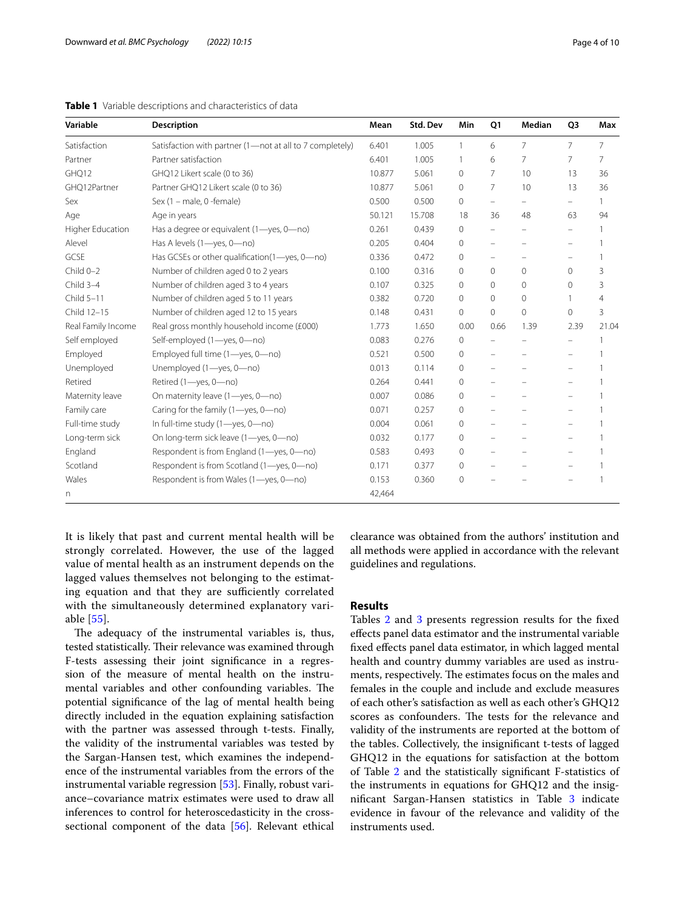**Table 1** Variable descriptions and characteristics of data

| Variable | Description | Mean | Std. Dev | Min | Q1 | Median | Q3 | Max |
|---|---|---|---|---|---|---|---|---|
| Satisfaction | Satisfaction with partner (1—not at all to 7 completely) | 6.401 | 1.005 | 1 | 6 | 7 | 7 | 7 |
| Partner | Partner satisfaction | 6.401 | 1.005 | 1 | 6 | 7 | 7 | 7 |
| GHQ12 | GHQ12 Likert scale (0 to 36) | 10.877 | 5.061 | 0 | 7 | 10 | 13 | 36 |
| GHQ12Partner | Partner GHQ12 Likert scale (0 to 36) | 10.877 | 5.061 | 0 | 7 | 10 | 13 | 36 |
| Sex | Sex (1 – male, 0 -female) | 0.500 | 0.500 | 0 | – | – | – | 1 |
| Age | Age in years | 50.121 | 15.708 | 18 | 36 | 48 | 63 | 94 |
| Higher Education | Has a degree or equivalent (1—yes, 0—no) | 0.261 | 0.439 | 0 | – | – | – | 1 |
| Alevel | Has A levels (1—yes, 0—no) | 0.205 | 0.404 | 0 | – | – | – | 1 |
| GCSE | Has GCSEs or other qualification(1—yes, 0—no) | 0.336 | 0.472 | 0 | – | – | – | 1 |
| Child 0–2 | Number of children aged 0 to 2 years | 0.100 | 0.316 | 0 | 0 | 0 | 0 | 3 |
| Child 3–4 | Number of children aged 3 to 4 years | 0.107 | 0.325 | 0 | 0 | 0 | 0 | 3 |
| Child 5–11 | Number of children aged 5 to 11 years | 0.382 | 0.720 | 0 | 0 | 0 | 1 | 4 |
| Child 12–15 | Number of children aged 12 to 15 years | 0.148 | 0.431 | 0 | 0 | 0 | 0 | 3 |
| Real Family Income | Real gross monthly household income (£000) | 1.773 | 1.650 | 0.00 | 0.66 | 1.39 | 2.39 | 21.04 |
| Self employed | Self-employed (1—yes, 0—no) | 0.083 | 0.276 | 0 | – | – | – | 1 |
| Employed | Employed full time (1—yes, 0—no) | 0.521 | 0.500 | 0 | – | – | – | 1 |
| Unemployed | Unemployed (1—yes, 0—no) | 0.013 | 0.114 | 0 | – | – | – | 1 |
| Retired | Retired (1—yes, 0—no) | 0.264 | 0.441 | 0 | – | – | – | 1 |
| Maternity leave | On maternity leave (1—yes, 0—no) | 0.007 | 0.086 | 0 | – | – | – | 1 |
| Family care | Caring for the family (1—yes, 0—no) | 0.071 | 0.257 | 0 | – | – | – | 1 |
| Full-time study | In full-time study (1—yes, 0—no) | 0.004 | 0.061 | 0 | – | – | – | 1 |
| Long-term sick | On long-term sick leave (1—yes, 0—no) | 0.032 | 0.177 | 0 | – | – | – | 1 |
| England | Respondent is from England (1—yes, 0—no) | 0.583 | 0.493 | 0 | – | – | – | 1 |
| Scotland | Respondent is from Scotland (1—yes, 0—no) | 0.171 | 0.377 | 0 | – | – | – | 1 |
| Wales | Respondent is from Wales (1—yes, 0—no) | 0.153 | 0.360 | 0 | – | – | – | 1 |
| n | | 42,464 | | | | | | |

It is likely that past and current mental health will be strongly correlated. However, the use of the lagged value of mental health as an instrument depends on the lagged values themselves not belonging to the estimating equation and that they are sufficiently correlated with the simultaneously determined explanatory variable [55].

The adequacy of the instrumental variables is, thus, tested statistically. Their relevance was examined through F-tests assessing their joint significance in a regression of the measure of mental health on the instrumental variables and other confounding variables. The potential significance of the lag of mental health being directly included in the equation explaining satisfaction with the partner was assessed through t-tests. Finally, the validity of the instrumental variables was tested by the Sargan-Hansen test, which examines the independence of the instrumental variables from the errors of the instrumental variable regression [53]. Finally, robust variance–covariance matrix estimates were used to draw all inferences to control for heteroscedasticity in the cross-sectional component of the data [56]. Relevant ethical clearance was obtained from the authors' institution and all methods were applied in accordance with the relevant guidelines and regulations.

## Results

Tables 2 and 3 presents regression results for the fixed effects panel data estimator and the instrumental variable fixed effects panel data estimator, in which lagged mental health and country dummy variables are used as instruments, respectively. The estimates focus on the males and females in the couple and include and exclude measures of each other's satisfaction as well as each other's GHQ12 scores as confounders. The tests for the relevance and validity of the instruments are reported at the bottom of the tables. Collectively, the insignificant t-tests of lagged GHQ12 in the equations for satisfaction at the bottom of Table 2 and the statistically significant F-statistics of the instruments in equations for GHQ12 and the insignificant Sargan-Hansen statistics in Table 3 indicate evidence in favour of the relevance and validity of the instruments used.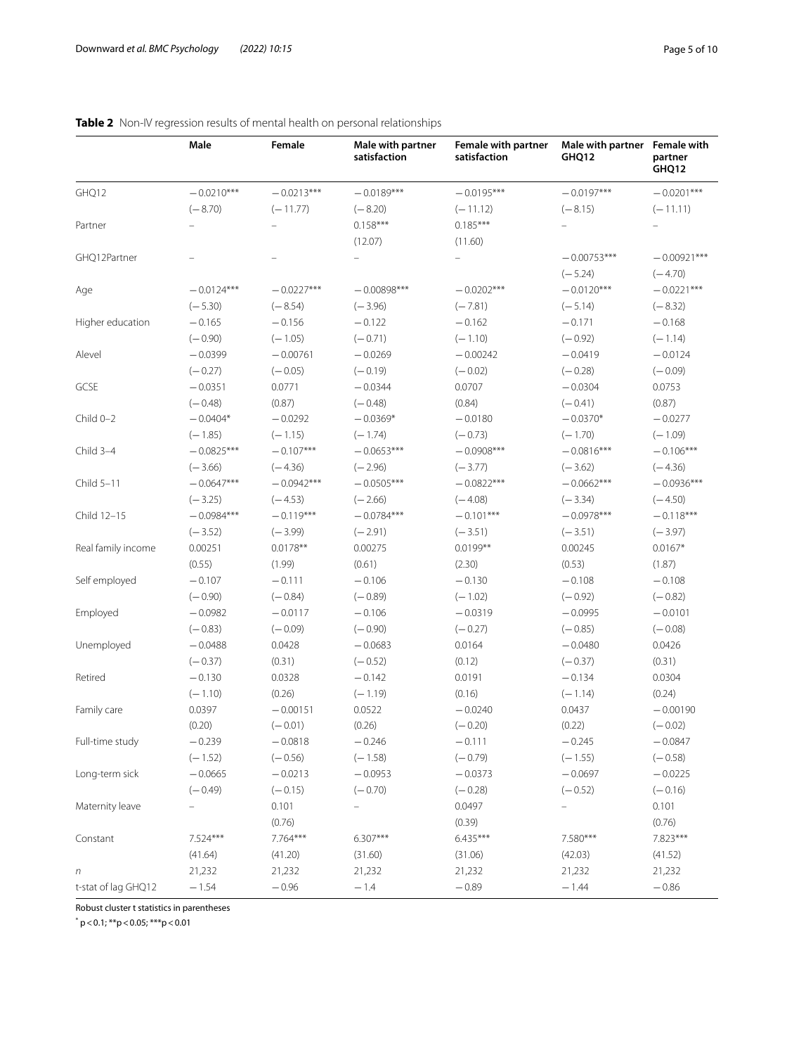**Table 2** Non-IV regression results of mental health on personal relationships

| | Male | Female | Male with partner satisfaction | Female with partner satisfaction | Male with partner GHQ12 | Female with partner GHQ12 |
|---|---|---|---|---|---|---|
| GHQ12 | −0.0210*** | −0.0213*** | −0.0189*** | −0.0195*** | −0.0197*** | −0.0201*** |
| | (−8.70) | (−11.77) | (−8.20) | (−11.12) | (−8.15) | (−11.11) |
| Partner | – | – | 0.158*** | 0.185*** | – | – |
| | | | (12.07) | (11.60) | | |
| GHQ12Partner | – | – | – | – | −0.00753*** | −0.00921*** |
| | | | | | (−5.24) | (−4.70) |
| Age | −0.0124*** | −0.0227*** | −0.00898*** | −0.0202*** | −0.0120*** | −0.0221*** |
| | (−5.30) | (−8.54) | (−3.96) | (−7.81) | (−5.14) | (−8.32) |
| Higher education | −0.165 | −0.156 | −0.122 | −0.162 | −0.171 | −0.168 |
| | (−0.90) | (−1.05) | (−0.71) | (−1.10) | (−0.92) | (−1.14) |
| Alevel | −0.0399 | −0.00761 | −0.0269 | −0.00242 | −0.0419 | −0.0124 |
| | (−0.27) | (−0.05) | (−0.19) | (−0.02) | (−0.28) | (−0.09) |
| GCSE | −0.0351 | 0.0771 | −0.0344 | 0.0707 | −0.0304 | 0.0753 |
| | (−0.48) | (0.87) | (−0.48) | (0.84) | (−0.41) | (0.87) |
| Child 0–2 | −0.0404* | −0.0292 | −0.0369* | −0.0180 | −0.0370* | −0.0277 |
| | (−1.85) | (−1.15) | (−1.74) | (−0.73) | (−1.70) | (−1.09) |
| Child 3–4 | −0.0825*** | −0.107*** | −0.0653*** | −0.0908*** | −0.0816*** | −0.106*** |
| | (−3.66) | (−4.36) | (−2.96) | (−3.77) | (−3.62) | (−4.36) |
| Child 5–11 | −0.0647*** | −0.0942*** | −0.0505*** | −0.0822*** | −0.0662*** | −0.0936*** |
| | (−3.25) | (−4.53) | (−2.66) | (−4.08) | (−3.34) | (−4.50) |
| Child 12–15 | −0.0984*** | −0.119*** | −0.0784*** | −0.101*** | −0.0978*** | −0.118*** |
| | (−3.52) | (−3.99) | (−2.91) | (−3.51) | (−3.51) | (−3.97) |
| Real family income | 0.00251 | 0.0178** | 0.00275 | 0.0199** | 0.00245 | 0.0167* |
| | (0.55) | (1.99) | (0.61) | (2.30) | (0.53) | (1.87) |
| Self employed | −0.107 | −0.111 | −0.106 | −0.130 | −0.108 | −0.108 |
| | (−0.90) | (−0.84) | (−0.89) | (−1.02) | (−0.92) | (−0.82) |
| Employed | −0.0982 | −0.0117 | −0.106 | −0.0319 | −0.0995 | −0.0101 |
| | (−0.83) | (−0.09) | (−0.90) | (−0.27) | (−0.85) | (−0.08) |
| Unemployed | −0.0488 | 0.0428 | −0.0683 | 0.0164 | −0.0480 | 0.0426 |
| | (−0.37) | (0.31) | (−0.52) | (0.12) | (−0.37) | (0.31) |
| Retired | −0.130 | 0.0328 | −0.142 | 0.0191 | −0.134 | 0.0304 |
| | (−1.10) | (0.26) | (−1.19) | (0.16) | (−1.14) | (0.24) |
| Family care | 0.0397 | −0.00151 | 0.0522 | −0.0240 | 0.0437 | −0.00190 |
| | (0.20) | (−0.01) | (0.26) | (−0.20) | (0.22) | (−0.02) |
| Full-time study | −0.239 | −0.0818 | −0.246 | −0.111 | −0.245 | −0.0847 |
| | (−1.52) | (−0.56) | (−1.58) | (−0.79) | (−1.55) | (−0.58) |
| Long-term sick | −0.0665 | −0.0213 | −0.0953 | −0.0373 | −0.0697 | −0.0225 |
| | (−0.49) | (−0.15) | (−0.70) | (−0.28) | (−0.52) | (−0.16) |
| Maternity leave | – | 0.101 | – | 0.0497 | – | 0.101 |
| | | (0.76) | | (0.39) | | (0.76) |
| Constant | 7.524*** | 7.764*** | 6.307*** | 6.435*** | 7.580*** | 7.823*** |
| | (41.64) | (41.20) | (31.60) | (31.06) | (42.03) | (41.52) |
| $n$ | 21,232 | 21,232 | 21,232 | 21,232 | 21,232 | 21,232 |
| t-stat of lag GHQ12 | −1.54 | −0.96 | −1.4 | −0.89 | −1.44 | −0.86 |

Robust cluster t statistics in parentheses

* p < 0.1; ** p < 0.05; *** p < 0.01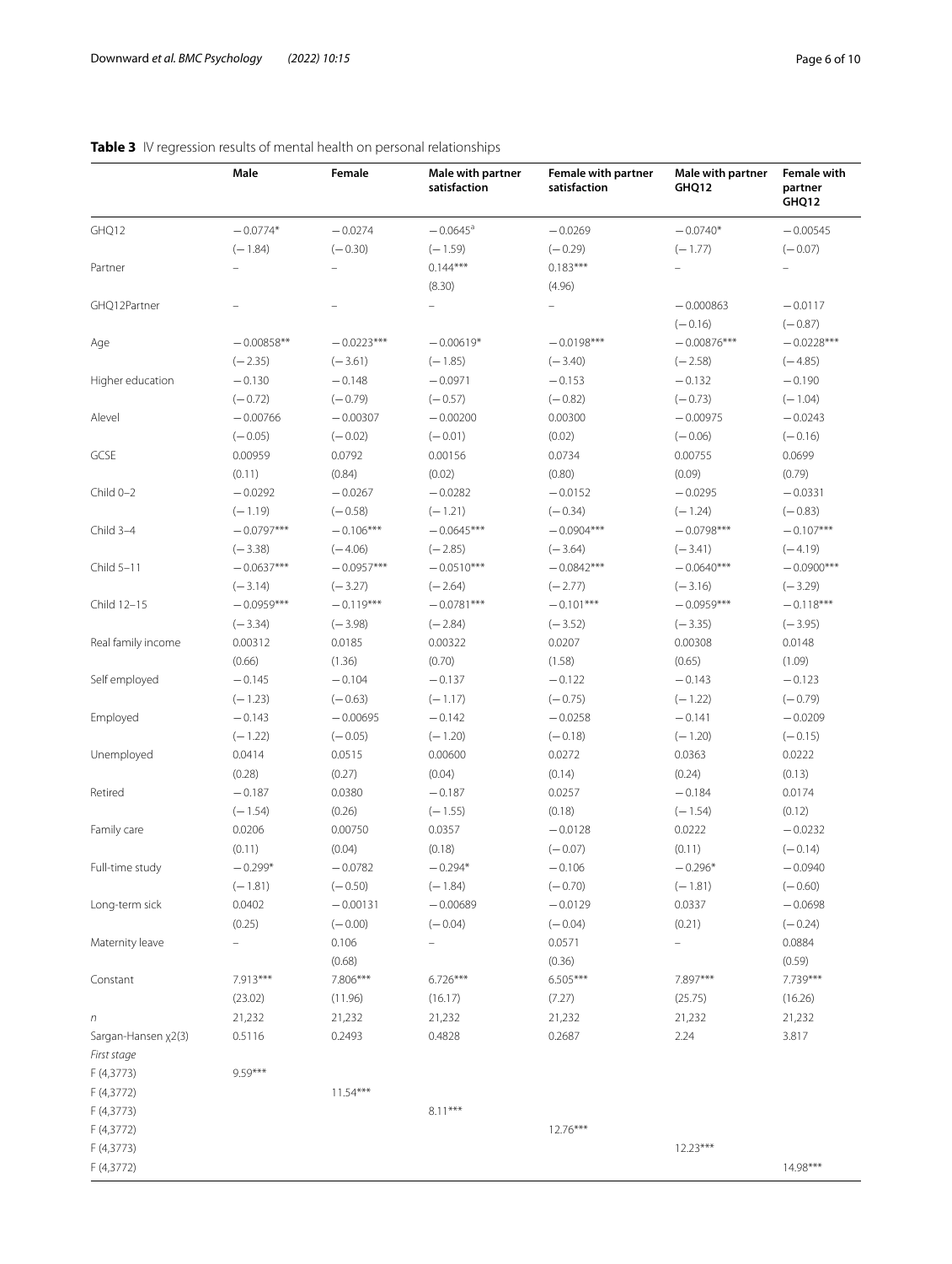**Table 3** IV regression results of mental health on personal relationships

| | Male | Female | Male with partner satisfaction | Female with partner satisfaction | Male with partner GHQ12 | Female with partner GHQ12 |
|---|---|---|---|---|---|---|
| GHQ12 | −0.0774* | −0.0274 | −0.0645[a] | −0.0269 | −0.0740* | −0.00545 |
| | (−1.84) | (−0.30) | (−1.59) | (−0.29) | (−1.77) | (−0.07) |
| Partner | – | – | 0.144*** | 0.183*** | – | – |
| | | | (8.30) | (4.96) | | |
| GHQ12Partner | – | – | – | – | −0.000863 | −0.0117 |
| | | | | | (−0.16) | (−0.87) |
| Age | −0.00858** | −0.0223*** | −0.00619* | −0.0198*** | −0.00876*** | −0.0228*** |
| | (−2.35) | (−3.61) | (−1.85) | (−3.40) | (−2.58) | (−4.85) |
| Higher education | −0.130 | −0.148 | −0.0971 | −0.153 | −0.132 | −0.190 |
| | (−0.72) | (−0.79) | (−0.57) | (−0.82) | (−0.73) | (−1.04) |
| Alevel | −0.00766 | −0.00307 | −0.00200 | 0.00300 | −0.00975 | −0.0243 |
| | (−0.05) | (−0.02) | (−0.01) | (0.02) | (−0.06) | (−0.16) |
| GCSE | 0.00959 | 0.0792 | 0.00156 | 0.0734 | 0.00755 | 0.0699 |
| | (0.11) | (0.84) | (0.02) | (0.80) | (0.09) | (0.79) |
| Child 0–2 | −0.0292 | −0.0267 | −0.0282 | −0.0152 | −0.0295 | −0.0331 |
| | (−1.19) | (−0.58) | (−1.21) | (−0.34) | (−1.24) | (−0.83) |
| Child 3–4 | −0.0797*** | −0.106*** | −0.0645*** | −0.0904*** | −0.0798*** | −0.107*** |
| | (−3.38) | (−4.06) | (−2.85) | (−3.64) | (−3.41) | (−4.19) |
| Child 5–11 | −0.0637*** | −0.0957*** | −0.0510*** | −0.0842*** | −0.0640*** | −0.0900*** |
| | (−3.14) | (−3.27) | (−2.64) | (−2.77) | (−3.16) | (−3.29) |
| Child 12–15 | −0.0959*** | −0.119*** | −0.0781*** | −0.101*** | −0.0959*** | −0.118*** |
| | (−3.34) | (−3.98) | (−2.84) | (−3.52) | (−3.35) | (−3.95) |
| Real family income | 0.00312 | 0.0185 | 0.00322 | 0.0207 | 0.00308 | 0.0148 |
| | (0.66) | (1.36) | (0.70) | (1.58) | (0.65) | (1.09) |
| Self employed | −0.145 | −0.104 | −0.137 | −0.122 | −0.143 | −0.123 |
| | (−1.23) | (−0.63) | (−1.17) | (−0.75) | (−1.22) | (−0.79) |
| Employed | −0.143 | −0.00695 | −0.142 | −0.0258 | −0.141 | −0.0209 |
| | (−1.22) | (−0.05) | (−1.20) | (−0.18) | (−1.20) | (−0.15) |
| Unemployed | 0.0414 | 0.0515 | 0.00600 | 0.0272 | 0.0363 | 0.0222 |
| | (0.28) | (0.27) | (0.04) | (0.14) | (0.24) | (0.13) |
| Retired | −0.187 | 0.0380 | −0.187 | 0.0257 | −0.184 | 0.0174 |
| | (−1.54) | (0.26) | (−1.55) | (0.18) | (−1.54) | (0.12) |
| Family care | 0.0206 | 0.00750 | 0.0357 | −0.0128 | 0.0222 | −0.0232 |
| | (0.11) | (0.04) | (0.18) | (−0.07) | (0.11) | (−0.14) |
| Full-time study | −0.299* | −0.0782 | −0.294* | −0.106 | −0.296* | −0.0940 |
| | (−1.81) | (−0.50) | (−1.84) | (−0.70) | (−1.81) | (−0.60) |
| Long-term sick | 0.0402 | −0.00131 | −0.00689 | −0.0129 | 0.0337 | −0.0698 |
| | (0.25) | (−0.00) | (−0.04) | (−0.04) | (0.21) | (−0.24) |
| Maternity leave | – | 0.106 | – | 0.0571 | – | 0.0884 |
| | | (0.68) | | (0.36) | | (0.59) |
| Constant | 7.913*** | 7.806*** | 6.726*** | 6.505*** | 7.897*** | 7.739*** |
| | (23.02) | (11.96) | (16.17) | (7.27) | (25.75) | (16.26) |
| *n* | 21,232 | 21,232 | 21,232 | 21,232 | 21,232 | 21,232 |
| Sargan-Hansen $\chi2(3)$ | 0.5116 | 0.2493 | 0.4828 | 0.2687 | 2.24 | 3.817 |
| *First stage* | | | | | | |
| F (4,3773) | 9.59*** | | | | | |
| F (4,3772) | | 11.54*** | | | | |
| F (4,3773) | | | 8.11*** | | | |
| F (4,3772) | | | | 12.76*** | | |
| F (4,3773) | | | | | 12.23*** | |
| F (4,3772) | | | | | | 14.98*** |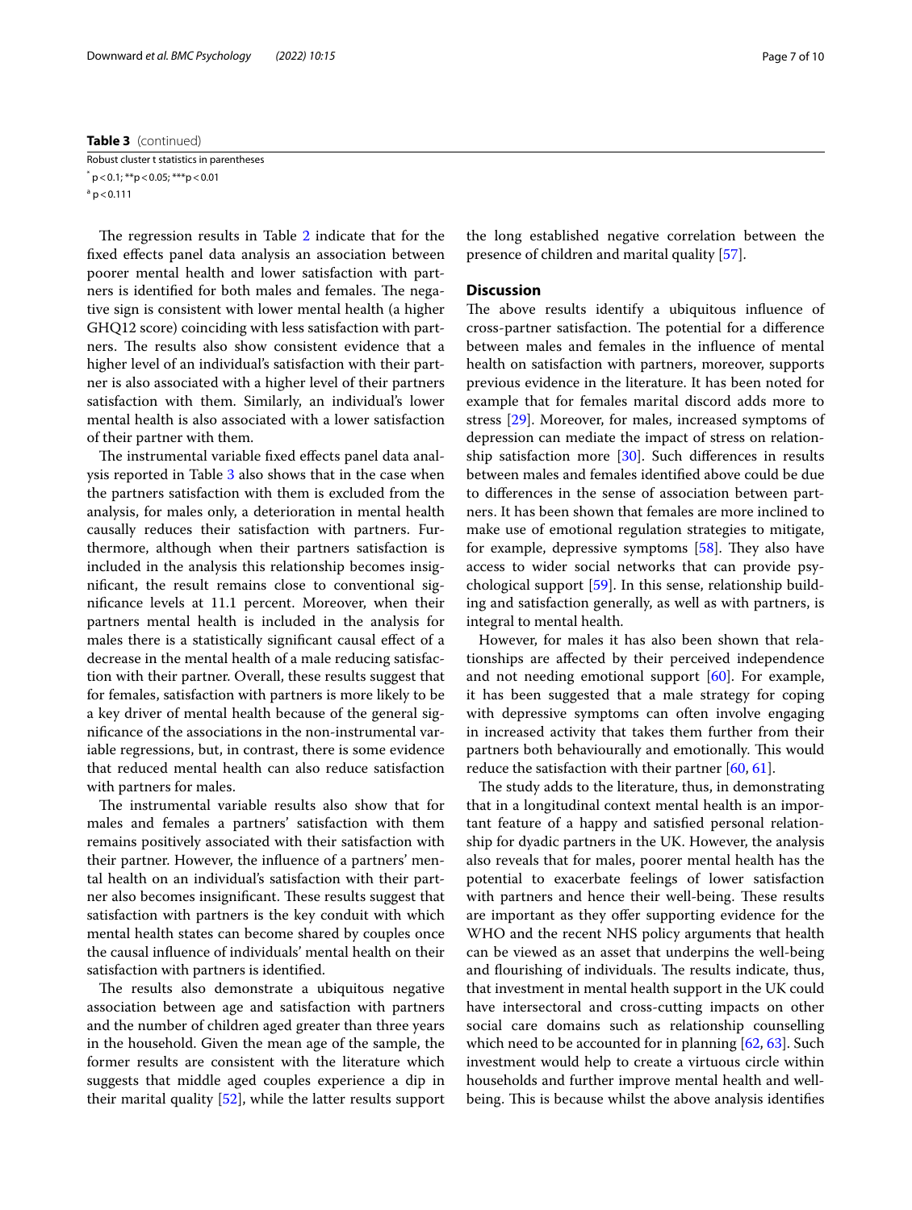**Table 3** (continued)

Robust cluster t statistics in parentheses

[*] p < 0.1; ** p < 0.05; *** p < 0.01

[a] p < 0.111

The regression results in Table 2 indicate that for the fixed effects panel data analysis an association between poorer mental health and lower satisfaction with partners is identified for both males and females. The negative sign is consistent with lower mental health (a higher GHQ12 score) coinciding with less satisfaction with partners. The results also show consistent evidence that a higher level of an individual's satisfaction with their partner is also associated with a higher level of their partners satisfaction with them. Similarly, an individual's lower mental health is also associated with a lower satisfaction of their partner with them.

The instrumental variable fixed effects panel data analysis reported in Table 3 also shows that in the case when the partners satisfaction with them is excluded from the analysis, for males only, a deterioration in mental health causally reduces their satisfaction with partners. Furthermore, although when their partners satisfaction is included in the analysis this relationship becomes insignificant, the result remains close to conventional significance levels at 11.1 percent. Moreover, when their partners mental health is included in the analysis for males there is a statistically significant causal effect of a decrease in the mental health of a male reducing satisfaction with their partner. Overall, these results suggest that for females, satisfaction with partners is more likely to be a key driver of mental health because of the general significance of the associations in the non-instrumental variable regressions, but, in contrast, there is some evidence that reduced mental health can also reduce satisfaction with partners for males.

The instrumental variable results also show that for males and females a partners' satisfaction with them remains positively associated with their satisfaction with their partner. However, the influence of a partners' mental health on an individual's satisfaction with their partner also becomes insignificant. These results suggest that satisfaction with partners is the key conduit with which mental health states can become shared by couples once the causal influence of individuals' mental health on their satisfaction with partners is identified.

The results also demonstrate a ubiquitous negative association between age and satisfaction with partners and the number of children aged greater than three years in the household. Given the mean age of the sample, the former results are consistent with the literature which suggests that middle aged couples experience a dip in their marital quality [52], while the latter results support the long established negative correlation between the presence of children and marital quality [57].

## Discussion

The above results identify a ubiquitous influence of cross-partner satisfaction. The potential for a difference between males and females in the influence of mental health on satisfaction with partners, moreover, supports previous evidence in the literature. It has been noted for example that for females marital discord adds more to stress [29]. Moreover, for males, increased symptoms of depression can mediate the impact of stress on relationship satisfaction more [30]. Such differences in results between males and females identified above could be due to differences in the sense of association between partners. It has been shown that females are more inclined to make use of emotional regulation strategies to mitigate, for example, depressive symptoms [58]. They also have access to wider social networks that can provide psychological support [59]. In this sense, relationship building and satisfaction generally, as well as with partners, is integral to mental health.

However, for males it has also been shown that relationships are affected by their perceived independence and not needing emotional support [60]. For example, it has been suggested that a male strategy for coping with depressive symptoms can often involve engaging in increased activity that takes them further from their partners both behaviourally and emotionally. This would reduce the satisfaction with their partner [60, 61].

The study adds to the literature, thus, in demonstrating that in a longitudinal context mental health is an important feature of a happy and satisfied personal relationship for dyadic partners in the UK. However, the analysis also reveals that for males, poorer mental health has the potential to exacerbate feelings of lower satisfaction with partners and hence their well-being. These results are important as they offer supporting evidence for the WHO and the recent NHS policy arguments that health can be viewed as an asset that underpins the well-being and flourishing of individuals. The results indicate, thus, that investment in mental health support in the UK could have intersectoral and cross-cutting impacts on other social care domains such as relationship counselling which need to be accounted for in planning [62, 63]. Such investment would help to create a virtuous circle within households and further improve mental health and well-being. This is because whilst the above analysis identifies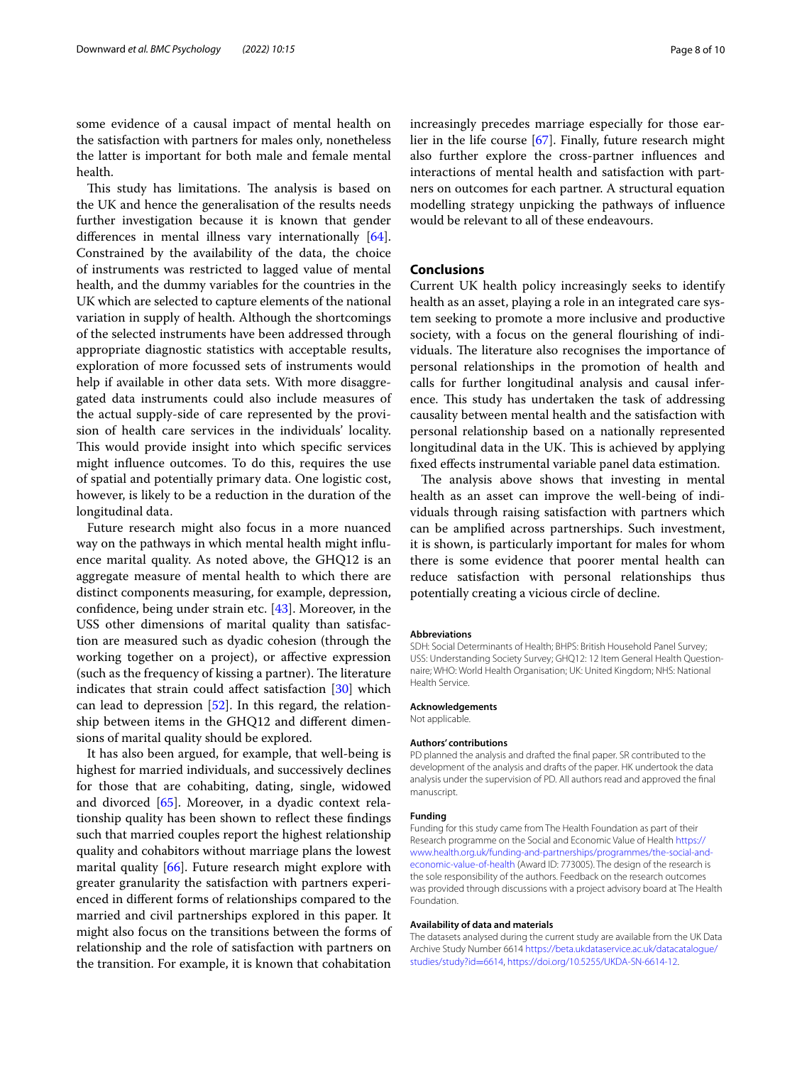some evidence of a causal impact of mental health on the satisfaction with partners for males only, nonetheless the latter is important for both male and female mental health.

This study has limitations. The analysis is based on the UK and hence the generalisation of the results needs further investigation because it is known that gender differences in mental illness vary internationally [64]. Constrained by the availability of the data, the choice of instruments was restricted to lagged value of mental health, and the dummy variables for the countries in the UK which are selected to capture elements of the national variation in supply of health. Although the shortcomings of the selected instruments have been addressed through appropriate diagnostic statistics with acceptable results, exploration of more focussed sets of instruments would help if available in other data sets. With more disaggregated data instruments could also include measures of the actual supply-side of care represented by the provision of health care services in the individuals' locality. This would provide insight into which specific services might influence outcomes. To do this, requires the use of spatial and potentially primary data. One logistic cost, however, is likely to be a reduction in the duration of the longitudinal data.

Future research might also focus in a more nuanced way on the pathways in which mental health might influence marital quality. As noted above, the GHQ12 is an aggregate measure of mental health to which there are distinct components measuring, for example, depression, confidence, being under strain etc. [43]. Moreover, in the USS other dimensions of marital quality than satisfaction are measured such as dyadic cohesion (through the working together on a project), or affective expression (such as the frequency of kissing a partner). The literature indicates that strain could affect satisfaction [30] which can lead to depression [52]. In this regard, the relationship between items in the GHQ12 and different dimensions of marital quality should be explored.

It has also been argued, for example, that well-being is highest for married individuals, and successively declines for those that are cohabiting, dating, single, widowed and divorced [65]. Moreover, in a dyadic context relationship quality has been shown to reflect these findings such that married couples report the highest relationship quality and cohabitors without marriage plans the lowest marital quality [66]. Future research might explore with greater granularity the satisfaction with partners experienced in different forms of relationships compared to the married and civil partnerships explored in this paper. It might also focus on the transitions between the forms of relationship and the role of satisfaction with partners on the transition. For example, it is known that cohabitation increasingly precedes marriage especially for those earlier in the life course [67]. Finally, future research might also further explore the cross-partner influences and interactions of mental health and satisfaction with partners on outcomes for each partner. A structural equation modelling strategy unpicking the pathways of influence would be relevant to all of these endeavours.

## Conclusions

Current UK health policy increasingly seeks to identify health as an asset, playing a role in an integrated care system seeking to promote a more inclusive and productive society, with a focus on the general flourishing of individuals. The literature also recognises the importance of personal relationships in the promotion of health and calls for further longitudinal analysis and causal inference. This study has undertaken the task of addressing causality between mental health and the satisfaction with personal relationship based on a nationally represented longitudinal data in the UK. This is achieved by applying fixed effects instrumental variable panel data estimation.

The analysis above shows that investing in mental health as an asset can improve the well-being of individuals through raising satisfaction with partners which can be amplified across partnerships. Such investment, it is shown, is particularly important for males for whom there is some evidence that poorer mental health can reduce satisfaction with personal relationships thus potentially creating a vicious circle of decline.

#### Abbreviations

SDH: Social Determinants of Health; BHPS: British Household Panel Survey; USS: Understanding Society Survey; GHQ12: 12 Item General Health Questionnaire; WHO: World Health Organisation; UK: United Kingdom; NHS: National Health Service.

#### Acknowledgements

Not applicable.

#### Authors' contributions

PD planned the analysis and drafted the final paper. SR contributed to the development of the analysis and drafts of the paper. HK undertook the data analysis under the supervision of PD. All authors read and approved the final manuscript.

#### Funding

Funding for this study came from The Health Foundation as part of their Research programme on the Social and Economic Value of Health https://www.health.org.uk/funding-and-partnerships/programmes/the-social-and-economic-value-of-health (Award ID: 773005). The design of the research is the sole responsibility of the authors. Feedback on the research outcomes was provided through discussions with a project advisory board at The Health Foundation.

#### Availability of data and materials

The datasets analysed during the current study are available from the UK Data Archive Study Number 6614 https://beta.ukdataservice.ac.uk/datacatalogue/studies/study?id=6614, https://doi.org/10.5255/UKDA-SN-6614-12.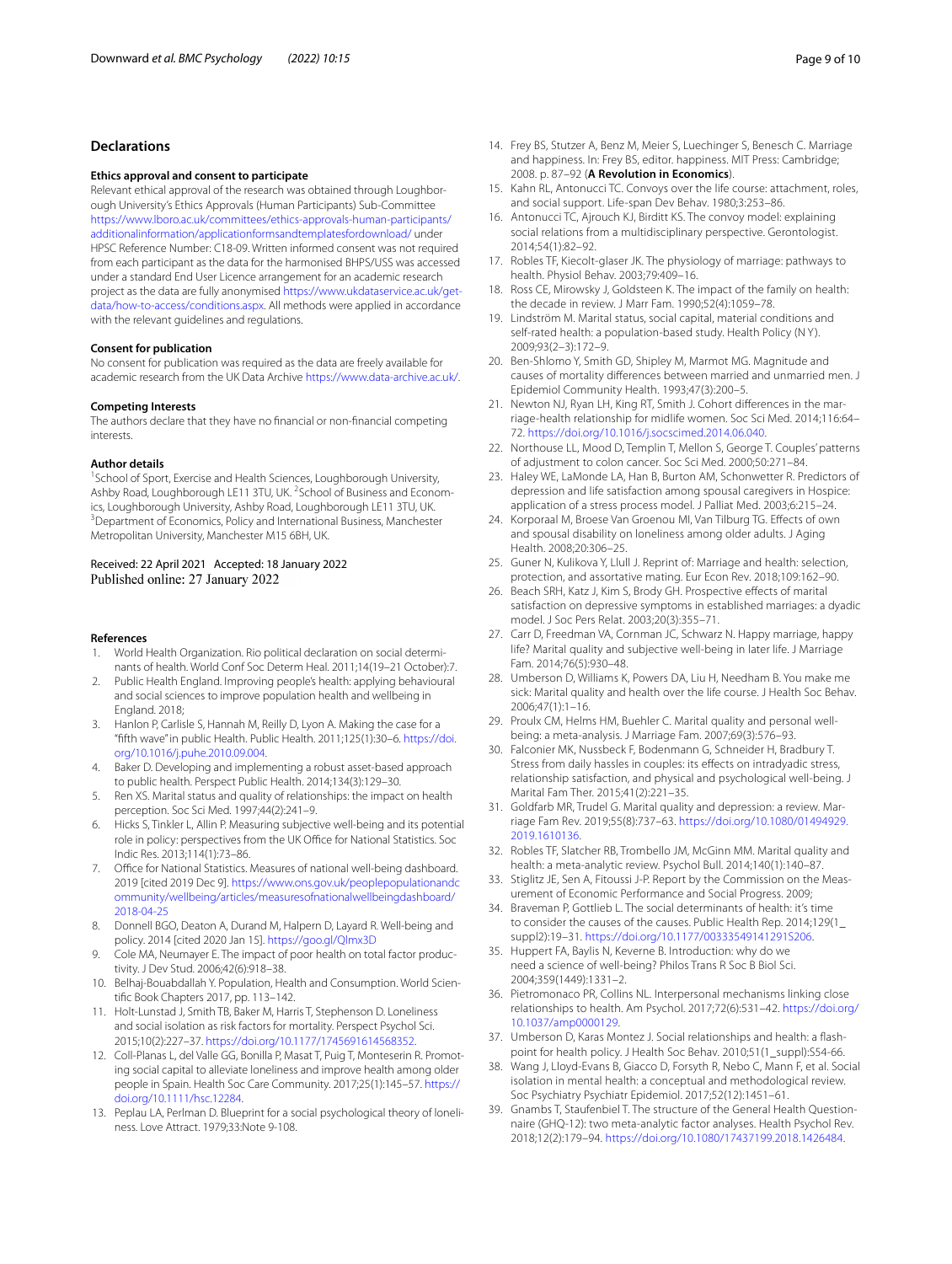## Declarations

### Ethics approval and consent to participate

Relevant ethical approval of the research was obtained through Loughborough University's Ethics Approvals (Human Participants) Sub-Committee https://www.lboro.ac.uk/committees/ethics-approvals-human-participants/additionalinformation/applicationformsandtemplatesfordownload/ under HPSC Reference Number: C18-09. Written informed consent was not required from each participant as the data for the harmonised BHPS/USS was accessed under a standard End User Licence arrangement for an academic research project as the data are fully anonymised https://www.ukdataservice.ac.uk/get-data/how-to-access/conditions.aspx. All methods were applied in accordance with the relevant guidelines and regulations.

### Consent for publication

No consent for publication was required as the data are freely available for academic research from the UK Data Archive https://www.data-archive.ac.uk/.

### Competing Interests

The authors declare that they have no financial or non-financial competing interests.

### Author details

[1]School of Sport, Exercise and Health Sciences, Loughborough University, Ashby Road, Loughborough LE11 3TU, UK. [2]School of Business and Economics, Loughborough University, Ashby Road, Loughborough LE11 3TU, UK. [3]Department of Economics, Policy and International Business, Manchester Metropolitan University, Manchester M15 6BH, UK.

Received: 22 April 2021 Accepted: 18 January 2022
Published online: 27 January 2022

### References

1. World Health Organization. Rio political declaration on social determinants of health. World Conf Soc Determ Heal. 2011;14(19–21 October):7.
2. Public Health England. Improving people's health: applying behavioural and social sciences to improve population health and wellbeing in England. 2018;
3. Hanlon P, Carlisle S, Hannah M, Reilly D, Lyon A. Making the case for a "fifth wave" in public Health. Public Health. 2011;125(1):30–6. https://doi.org/10.1016/j.puhe.2010.09.004.
4. Baker D. Developing and implementing a robust asset-based approach to public health. Perspect Public Health. 2014;134(3):129–30.
5. Ren XS. Marital status and quality of relationships: the impact on health perception. Soc Sci Med. 1997;44(2):241–9.
6. Hicks S, Tinkler L, Allin P. Measuring subjective well-being and its potential role in policy: perspectives from the UK Office for National Statistics. Soc Indic Res. 2013;114(1):73–86.
7. Office for National Statistics. Measures of national well-being dashboard. 2019 [cited 2019 Dec 9]. https://www.ons.gov.uk/peoplepopulationandcommunity/wellbeing/articles/measuresofnationalwellbeingdashboard/2018-04-25
8. Donnell BGO, Deaton A, Durand M, Halpern D, Layard R. Well-being and policy. 2014 [cited 2020 Jan 15]. https://goo.gl/Qlmx3D
9. Cole MA, Neumayer E. The impact of poor health on total factor productivity. J Dev Stud. 2006;42(6):918–38.
10. Belhaj-Bouabdallah Y. Population, Health and Consumption. World Scientific Book Chapters 2017, pp. 113–142.
11. Holt-Lunstad J, Smith TB, Baker M, Harris T, Stephenson D. Loneliness and social isolation as risk factors for mortality. Perspect Psychol Sci. 2015;10(2):227–37. https://doi.org/10.1177/1745691614568352.
12. Coll-Planas L, del Valle GG, Bonilla P, Masat T, Puig T, Monteserin R. Promoting social capital to alleviate loneliness and improve health among older people in Spain. Health Soc Care Community. 2017;25(1):145–57. https://doi.org/10.1111/hsc.12284.
13. Peplau LA, Perlman D. Blueprint for a social psychological theory of loneliness. Love Attract. 1979;33:Note 9-108.
14. Frey BS, Stutzer A, Benz M, Meier S, Luechinger S, Benesch C. Marriage and happiness. In: Frey BS, editor. happiness. MIT Press: Cambridge; 2008. p. 87–92 (**A Revolution in Economics**).
15. Kahn RL, Antonucci TC. Convoys over the life course: attachment, roles, and social support. Life-span Dev Behav. 1980;3:253–86.
16. Antonucci TC, Ajrouch KJ, Birditt KS. The convoy model: explaining social relations from a multidisciplinary perspective. Gerontologist. 2014;54(1):82–92.
17. Robles TF, Kiecolt-glaser JK. The physiology of marriage: pathways to health. Physiol Behav. 2003;79:409–16.
18. Ross CE, Mirowsky J, Goldsteen K. The impact of the family on health: the decade in review. J Marr Fam. 1990;52(4):1059–78.
19. Lindström M. Marital status, social capital, material conditions and self-rated health: a population-based study. Health Policy (N Y). 2009;93(2–3):172–9.
20. Ben-Shlomo Y, Smith GD, Shipley M, Marmot MG. Magnitude and causes of mortality differences between married and unmarried men. J Epidemiol Community Health. 1993;47(3):200–5.
21. Newton NJ, Ryan LH, King RT, Smith J. Cohort differences in the marriage-health relationship for midlife women. Soc Sci Med. 2014;116:64–72. https://doi.org/10.1016/j.socscimed.2014.06.040.
22. Northouse LL, Mood D, Templin T, Mellon S, George T. Couples' patterns of adjustment to colon cancer. Soc Sci Med. 2000;50:271–84.
23. Haley WE, LaMonde LA, Han B, Burton AM, Schonwetter R. Predictors of depression and life satisfaction among spousal caregivers in Hospice: application of a stress process model. J Palliat Med. 2003;6:215–24.
24. Korporaal M, Broese Van Groenou MI, Van Tilburg TG. Effects of own and spousal disability on loneliness among older adults. J Aging Health. 2008;20:306–25.
25. Guner N, Kulikova Y, Llull J. Reprint of: Marriage and health: selection, protection, and assortative mating. Eur Econ Rev. 2018;109:162–90.
26. Beach SRH, Katz J, Kim S, Brody GH. Prospective effects of marital satisfaction on depressive symptoms in established marriages: a dyadic model. J Soc Pers Relat. 2003;20(3):355–71.
27. Carr D, Freedman VA, Cornman JC, Schwarz N. Happy marriage, happy life? Marital quality and subjective well-being in later life. J Marriage Fam. 2014;76(5):930–48.
28. Umberson D, Williams K, Powers DA, Liu H, Needham B. You make me sick: Marital quality and health over the life course. J Health Soc Behav. 2006;47(1):1–16.
29. Proulx CM, Helms HM, Buehler C. Marital quality and personal well-being: a meta-analysis. J Marriage Fam. 2007;69(3):576–93.
30. Falconier MK, Nussbeck F, Bodenmann G, Schneider H, Bradbury T. Stress from daily hassles in couples: its effects on intradyadic stress, relationship satisfaction, and physical and psychological well-being. J Marital Fam Ther. 2015;41(2):221–35.
31. Goldfarb MR, Trudel G. Marital quality and depression: a review. Marriage Fam Rev. 2019;55(8):737–63. https://doi.org/10.1080/01494929.2019.1610136.
32. Robles TF, Slatcher RB, Trombello JM, McGinn MM. Marital quality and health: a meta-analytic review. Psychol Bull. 2014;140(1):140–87.
33. Stiglitz JE, Sen A, Fitoussi J-P. Report by the Commission on the Measurement of Economic Performance and Social Progress. 2009;
34. Braveman P, Gottlieb L. The social determinants of health: it's time to consider the causes of the causes. Public Health Rep. 2014;129(1_suppl2):19–31. https://doi.org/10.1177/00333549141291S206.
35. Huppert FA, Baylis N, Keverne B. Introduction: why do we need a science of well-being? Philos Trans R Soc B Biol Sci. 2004;359(1449):1331–2.
36. Pietromonaco PR, Collins NL. Interpersonal mechanisms linking close relationships to health. Am Psychol. 2017;72(6):531–42. https://doi.org/10.1037/amp0000129.
37. Umberson D, Karas Montez J. Social relationships and health: a flashpoint for health policy. J Health Soc Behav. 2010;51(1_suppl):S54-66.
38. Wang J, Lloyd-Evans B, Giacco D, Forsyth R, Nebo C, Mann F, et al. Social isolation in mental health: a conceptual and methodological review. Soc Psychiatry Psychiatr Epidemiol. 2017;52(12):1451–61.
39. Gnambs T, Staufenbiel T. The structure of the General Health Questionnaire (GHQ-12): two meta-analytic factor analyses. Health Psychol Rev. 2018;12(2):179–94. https://doi.org/10.1080/17437199.2018.1426484.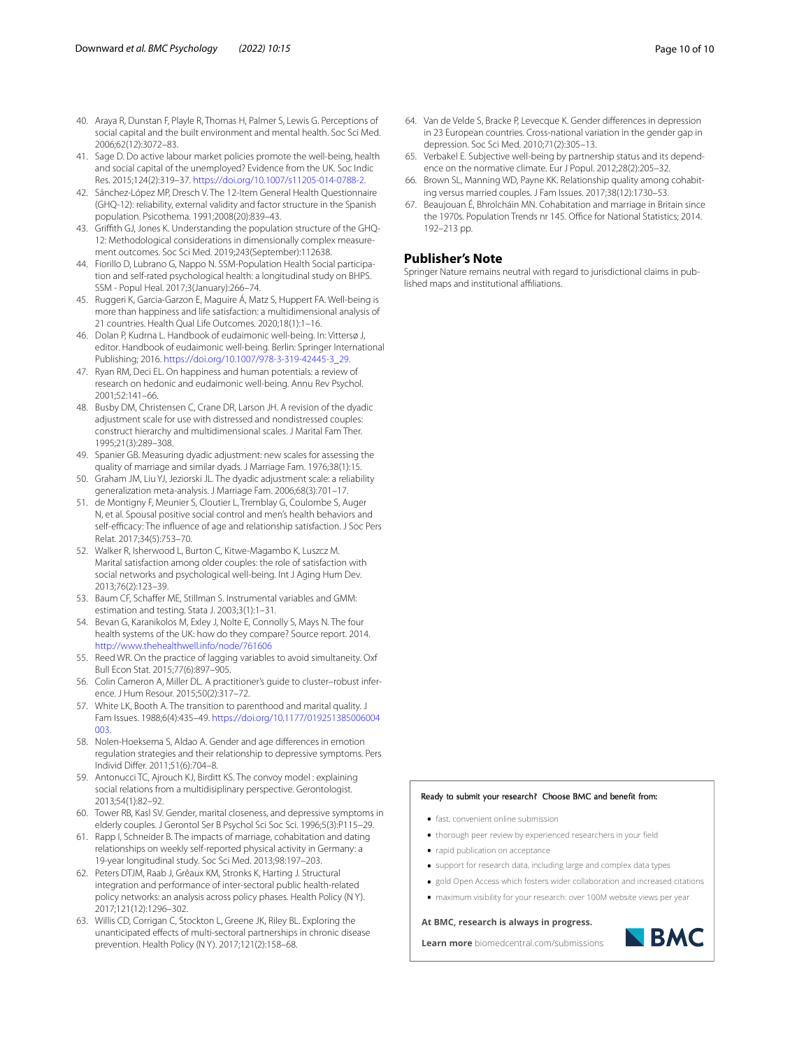40. Araya R, Dunstan F, Playle R, Thomas H, Palmer S, Lewis G. Perceptions of social capital and the built environment and mental health. Soc Sci Med. 2006;62(12):3072–83.
41. Sage D. Do active labour market policies promote the well-being, health and social capital of the unemployed? Evidence from the UK. Soc Indic Res. 2015;124(2):319–37. https://doi.org/10.1007/s11205-014-0788-2.
42. Sánchez-López MP, Dresch V. The 12-Item General Health Questionnaire (GHQ-12): reliability, external validity and factor structure in the Spanish population. Psicothema. 1991;2008(20):839–43.
43. Griffith GJ, Jones K. Understanding the population structure of the GHQ-12: Methodological considerations in dimensionally complex measurement outcomes. Soc Sci Med. 2019;243(September):112638.
44. Fiorillo D, Lubrano G, Nappo N. SSM-Population Health Social participation and self-rated psychological health: a longitudinal study on BHPS. SSM - Popul Heal. 2017;3(January):266–74.
45. Ruggeri K, Garcia-Garzon E, Maguire Á, Matz S, Huppert FA. Well-being is more than happiness and life satisfaction: a multidimensional analysis of 21 countries. Health Qual Life Outcomes. 2020;18(1):1–16.
46. Dolan P, Kudrna L. Handbook of eudaimonic well-being. In: Vittersø J, editor. Handbook of eudaimonic well-being. Berlin: Springer International Publishing; 2016. https://doi.org/10.1007/978-3-319-42445-3_29.
47. Ryan RM, Deci EL. On happiness and human potentials: a review of research on hedonic and eudaimonic well-being. Annu Rev Psychol. 2001;52:141–66.
48. Busby DM, Christensen C, Crane DR, Larson JH. A revision of the dyadic adjustment scale for use with distressed and nondistressed couples: construct hierarchy and multidimensional scales. J Marital Fam Ther. 1995;21(3):289–308.
49. Spanier GB. Measuring dyadic adjustment: new scales for assessing the quality of marriage and similar dyads. J Marriage Fam. 1976;38(1):15.
50. Graham JM, Liu YJ, Jeziorski JL. The dyadic adjustment scale: a reliability generalization meta-analysis. J Marriage Fam. 2006;68(3):701–17.
51. de Montigny F, Meunier S, Cloutier L, Tremblay G, Coulombe S, Auger N, et al. Spousal positive social control and men's health behaviors and self-efficacy: The influence of age and relationship satisfaction. J Soc Pers Relat. 2017;34(5):753–70.
52. Walker R, Isherwood L, Burton C, Kitwe-Magambo K, Luszcz M. Marital satisfaction among older couples: the role of satisfaction with social networks and psychological well-being. Int J Aging Hum Dev. 2013;76(2):123–39.
53. Baum CF, Schaffer ME, Stillman S. Instrumental variables and GMM: estimation and testing. Stata J. 2003;3(1):1–31.
54. Bevan G, Karanikolos M, Exley J, Nolte E, Connolly S, Mays N. The four health systems of the UK: how do they compare? Source report. 2014. http://www.thehealthwell.info/node/761606
55. Reed WR. On the practice of lagging variables to avoid simultaneity. Oxf Bull Econ Stat. 2015;77(6):897–905.
56. Colin Cameron A, Miller DL. A practitioner's guide to cluster–robust inference. J Hum Resour. 2015;50(2):317–72.
57. White LK, Booth A. The transition to parenthood and marital quality. J Fam Issues. 1988;6(4):435–49. https://doi.org/10.1177/019251385006004003.
58. Nolen-Hoeksema S, Aldao A. Gender and age differences in emotion regulation strategies and their relationship to depressive symptoms. Pers Individ Differ. 2011;51(6):704–8.
59. Antonucci TC, Ajrouch KJ, Birditt KS. The convoy model : explaining social relations from a multidisiplinary perspective. Gerontologist. 2013;54(1):82–92.
60. Tower RB, Kasl SV. Gender, marital closeness, and depressive symptoms in elderly couples. J Gerontol Ser B Psychol Sci Soc Sci. 1996;5(3):P115–29.
61. Rapp I, Schneider B. The impacts of marriage, cohabitation and dating relationships on weekly self-reported physical activity in Germany: a 19-year longitudinal study. Soc Sci Med. 2013;98:197–203.
62. Peters DTJM, Raab J, Grêaux KM, Stronks K, Harting J. Structural integration and performance of inter-sectoral public health-related policy networks: an analysis across policy phases. Health Policy (N Y). 2017;121(12):1296–302.
63. Willis CD, Corrigan C, Stockton L, Greene JK, Riley BL. Exploring the unanticipated effects of multi-sectoral partnerships in chronic disease prevention. Health Policy (N Y). 2017;121(2):158–68.
64. Van de Velde S, Bracke P, Levecque K. Gender differences in depression in 23 European countries. Cross-national variation in the gender gap in depression. Soc Sci Med. 2010;71(2):305–13.
65. Verbakel E. Subjective well-being by partnership status and its dependence on the normative climate. Eur J Popul. 2012;28(2):205–32.
66. Brown SL, Manning WD, Payne KK. Relationship quality among cohabiting versus married couples. J Fam Issues. 2017;38(12):1730–53.
67. Beaujouan É, Bhrolcháin MN. Cohabitation and marriage in Britain since the 1970s. Population Trends nr 145. Office for National Statistics; 2014. 192–213 pp.

## Publisher's Note

Springer Nature remains neutral with regard to jurisdictional claims in published maps and institutional affiliations.

Ready to submit your research? Choose BMC and benefit from:

- fast, convenient online submission
- thorough peer review by experienced researchers in your field
- rapid publication on acceptance
- support for research data, including large and complex data types
- gold Open Access which fosters wider collaboration and increased citations
- maximum visibility for your research: over 100M website views per year

**At BMC, research is always in progress.**

**Learn more** biomedcentral.com/submissions